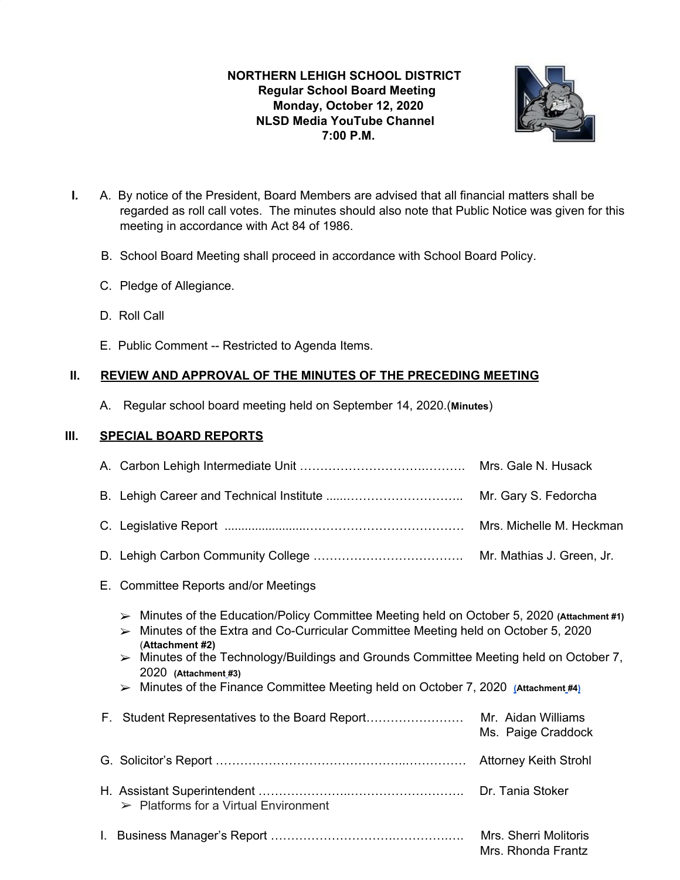**NORTHERN LEHIGH SCHOOL DISTRICT**
**Regular School Board Meeting**
**Monday, October 12, 2020**
**NLSD Media YouTube Channel**
**7:00 P.M.**

**I.** A. By notice of the President, Board Members are advised that all financial matters shall be regarded as roll call votes. The minutes should also note that Public Notice was given for this meeting in accordance with Act 84 of 1986.

B. School Board Meeting shall proceed in accordance with School Board Policy.

C. Pledge of Allegiance.

D. Roll Call

E. Public Comment -- Restricted to Agenda Items.

## II. REVIEW AND APPROVAL OF THE MINUTES OF THE PRECEDING MEETING

A. Regular school board meeting held on September 14, 2020.(**Minutes**)

## III. SPECIAL BOARD REPORTS

A. Carbon Lehigh Intermediate Unit ……………………………………. Mrs. Gale N. Husack

B. Lehigh Career and Technical Institute ......………………………….. Mr. Gary S. Fedorcha

C. Legislative Report ......................………………………………… Mrs. Michelle M. Heckman

D. Lehigh Carbon Community College ………………………………. Mr. Mathias J. Green, Jr.

E. Committee Reports and/or Meetings

- ➢ Minutes of the Education/Policy Committee Meeting held on October 5, 2020 **(Attachment #1)**
- ➢ Minutes of the Extra and Co-Curricular Committee Meeting held on October 5, 2020 (**Attachment #2)**
- ➢ Minutes of the Technology/Buildings and Grounds Committee Meeting held on October 7, 2020 **(Attachment #3)**
- ➢ Minutes of the Finance Committee Meeting held on October 7, 2020 **(Attachment #4)**

F. Student Representatives to the Board Report…………………… Mr. Aidan Williams
Ms. Paige Craddock

G. Solicitor's Report ……………………………………..…………… Attorney Keith Strohl

H. Assistant Superintendent ………………..……………………….. Dr. Tania Stoker

- ➢ Platforms for a Virtual Environment

I. Business Manager's Report ………………………….……………. Mrs. Sherri Molitoris
Mrs. Rhonda Frantz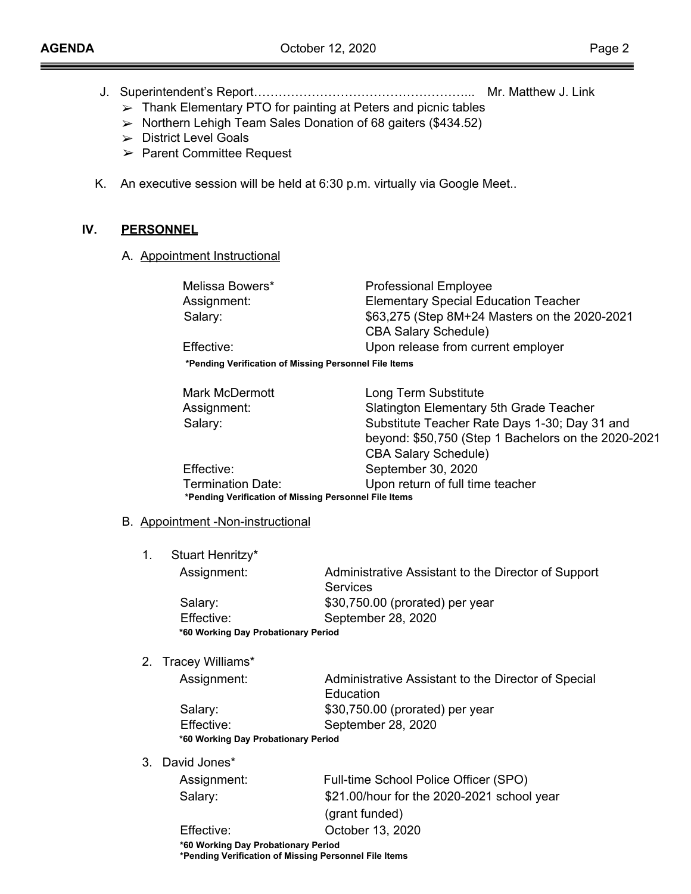J. Superintendent's Report…………………………………………….. Mr. Matthew J. Link
   - ➢ Thank Elementary PTO for painting at Peters and picnic tables
   - ➢ Northern Lehigh Team Sales Donation of 68 gaiters ($434.52)
   - ➢ District Level Goals
   - ➢ Parent Committee Request

K. An executive session will be held at 6:30 p.m. virtually via Google Meet..

## IV. PERSONNEL

A. Appointment Instructional

| | |
|---|---|
| Melissa Bowers* | Professional Employee |
| Assignment: | Elementary Special Education Teacher |
| Salary: | $63,275 (Step 8M+24 Masters on the 2020-2021 CBA Salary Schedule) |
| Effective: | Upon release from current employer |

**\*Pending Verification of Missing Personnel File Items**

| | |
|---|---|
| Mark McDermott | Long Term Substitute |
| Assignment: | Slatington Elementary 5th Grade Teacher |
| Salary: | Substitute Teacher Rate Days 1-30; Day 31 and beyond: $50,750 (Step 1 Bachelors on the 2020-2021 CBA Salary Schedule) |
| Effective: | September 30, 2020 |
| Termination Date: | Upon return of full time teacher |

**\*Pending Verification of Missing Personnel File Items**

B. Appointment -Non-instructional

1. Stuart Henritzy*

| | |
|---|---|
| Assignment: | Administrative Assistant to the Director of Support Services |
| Salary: | $30,750.00 (prorated) per year |
| Effective: | September 28, 2020 |

**\*60 Working Day Probationary Period**

2. Tracey Williams*

| | |
|---|---|
| Assignment: | Administrative Assistant to the Director of Special Education |
| Salary: | $30,750.00 (prorated) per year |
| Effective: | September 28, 2020 |

**\*60 Working Day Probationary Period**

3. David Jones*

| | |
|---|---|
| Assignment: | Full-time School Police Officer (SPO) |
| Salary: | $21.00/hour for the 2020-2021 school year (grant funded) |
| Effective: | October 13, 2020 |

**\*60 Working Day Probationary Period**
**\*Pending Verification of Missing Personnel File Items**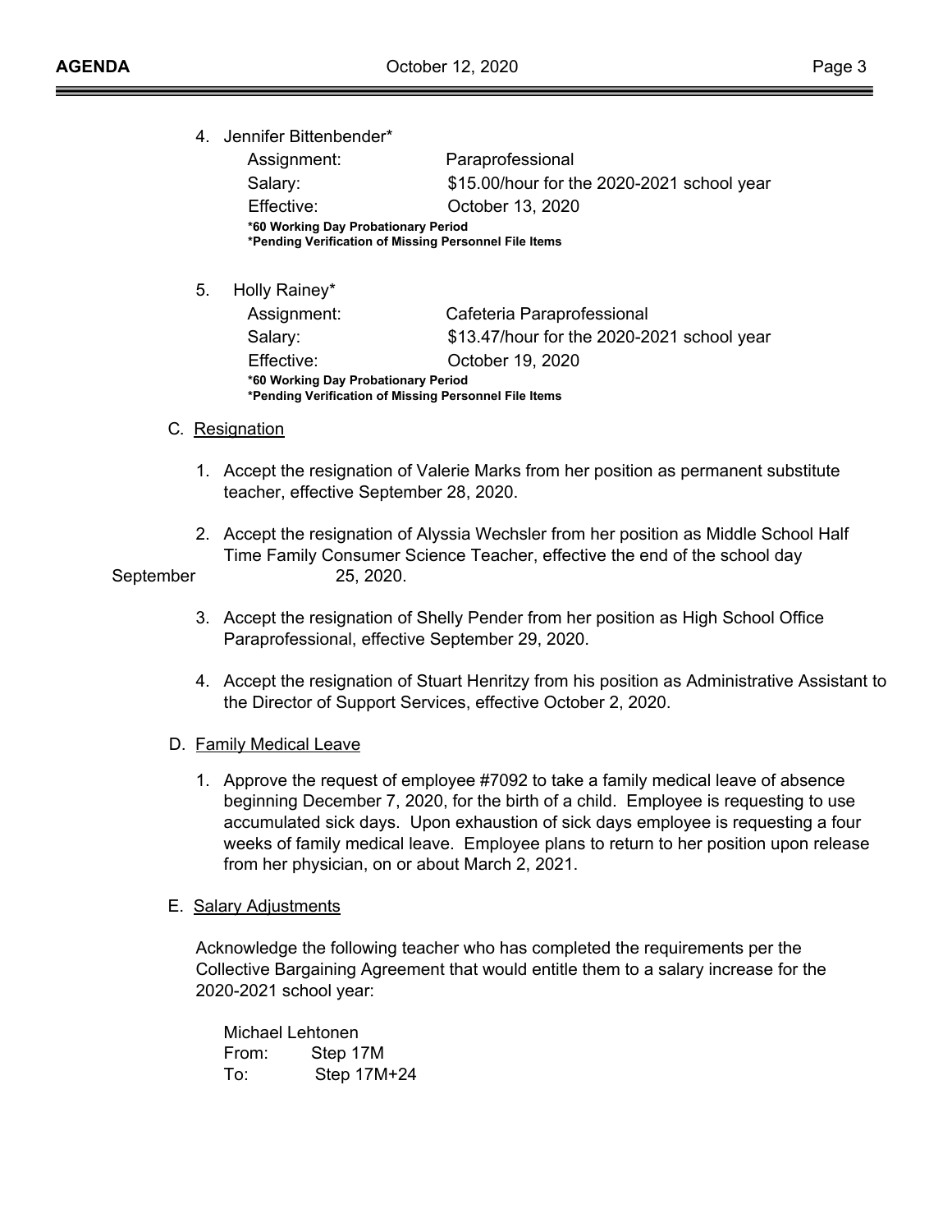4. Jennifer Bittenbender*

   Assignment: Paraprofessional
   Salary: $15.00/hour for the 2020-2021 school year
   Effective: October 13, 2020

   **\*60 Working Day Probationary Period**
   **\*Pending Verification of Missing Personnel File Items**

5. Holly Rainey*

   Assignment: Cafeteria Paraprofessional
   Salary: $13.47/hour for the 2020-2021 school year
   Effective: October 19, 2020

   **\*60 Working Day Probationary Period**
   **\*Pending Verification of Missing Personnel File Items**

C. <u>Resignation</u>

1. Accept the resignation of Valerie Marks from her position as permanent substitute teacher, effective September 28, 2020.

2. Accept the resignation of Alyssia Wechsler from her position as Middle School Half Time Family Consumer Science Teacher, effective the end of the school day September 25, 2020.

3. Accept the resignation of Shelly Pender from her position as High School Office Paraprofessional, effective September 29, 2020.

4. Accept the resignation of Stuart Henritzy from his position as Administrative Assistant to the Director of Support Services, effective October 2, 2020.

D. <u>Family Medical Leave</u>

1. Approve the request of employee #7092 to take a family medical leave of absence beginning December 7, 2020, for the birth of a child. Employee is requesting to use accumulated sick days. Upon exhaustion of sick days employee is requesting a four weeks of family medical leave. Employee plans to return to her position upon release from her physician, on or about March 2, 2021.

E. <u>Salary Adjustments</u>

Acknowledge the following teacher who has completed the requirements per the Collective Bargaining Agreement that would entitle them to a salary increase for the 2020-2021 school year:

Michael Lehtonen
From: Step 17M
To: Step 17M+24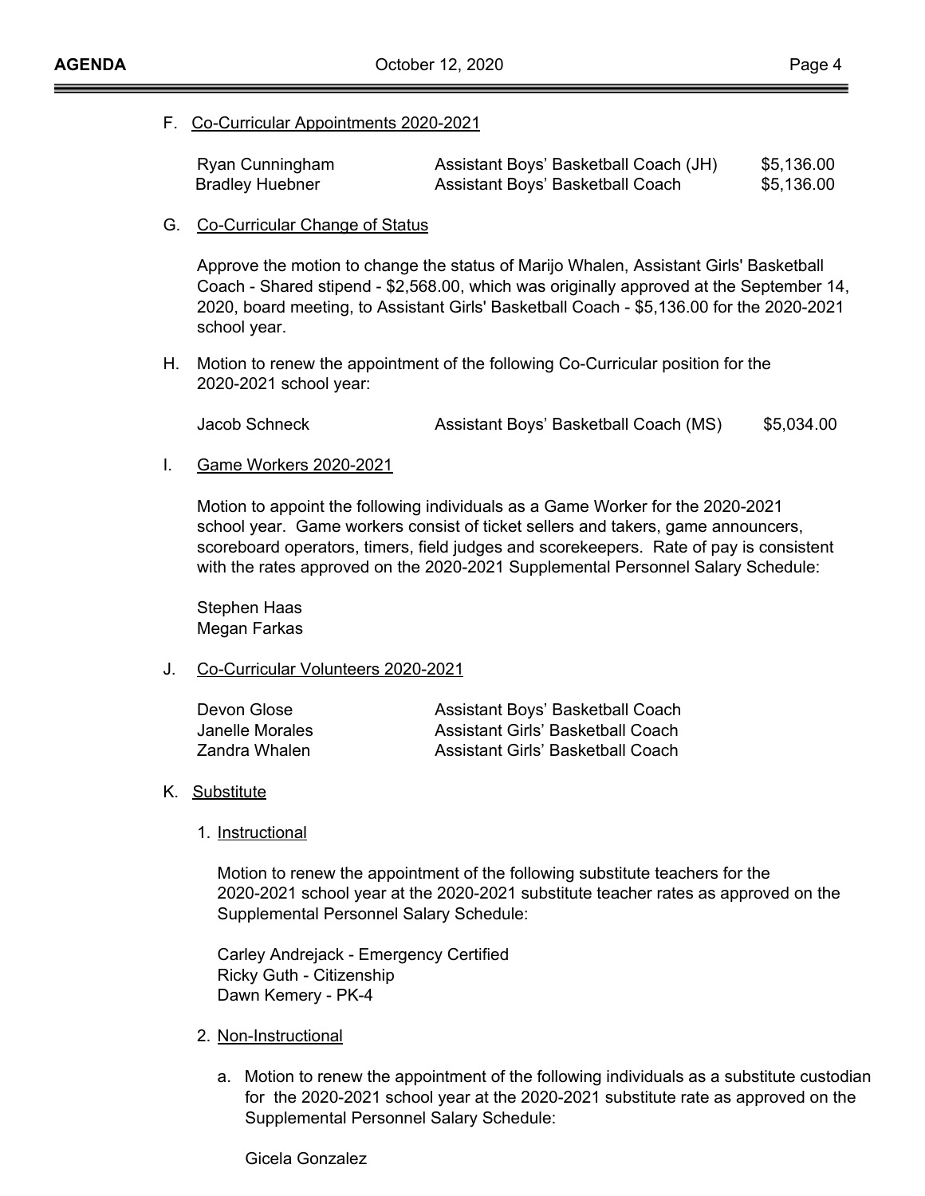F. Co-Curricular Appointments 2020-2021

| | | |
|---|---|---|
| Ryan Cunningham | Assistant Boys' Basketball Coach (JH) | $5,136.00 |
| Bradley Huebner | Assistant Boys' Basketball Coach | $5,136.00 |

G. Co-Curricular Change of Status

Approve the motion to change the status of Marijo Whalen, Assistant Girls' Basketball Coach - Shared stipend - $2,568.00, which was originally approved at the September 14, 2020, board meeting, to Assistant Girls' Basketball Coach - $5,136.00 for the 2020-2021 school year.

H. Motion to renew the appointment of the following Co-Curricular position for the 2020-2021 school year:

| | | |
|---|---|---|
| Jacob Schneck | Assistant Boys' Basketball Coach (MS) | $5,034.00 |

I. Game Workers 2020-2021

Motion to appoint the following individuals as a Game Worker for the 2020-2021 school year. Game workers consist of ticket sellers and takers, game announcers, scoreboard operators, timers, field judges and scorekeepers. Rate of pay is consistent with the rates approved on the 2020-2021 Supplemental Personnel Salary Schedule:

Stephen Haas
Megan Farkas

J. Co-Curricular Volunteers 2020-2021

| | |
|---|---|
| Devon Glose | Assistant Boys' Basketball Coach |
| Janelle Morales | Assistant Girls' Basketball Coach |
| Zandra Whalen | Assistant Girls' Basketball Coach |

K. Substitute

1. Instructional

   Motion to renew the appointment of the following substitute teachers for the 2020-2021 school year at the 2020-2021 substitute teacher rates as approved on the Supplemental Personnel Salary Schedule:

   Carley Andrejack - Emergency Certified
   Ricky Guth - Citizenship
   Dawn Kemery - PK-4

2. Non-Instructional

   a. Motion to renew the appointment of the following individuals as a substitute custodian for the 2020-2021 school year at the 2020-2021 substitute rate as approved on the Supplemental Personnel Salary Schedule:

      Gicela Gonzalez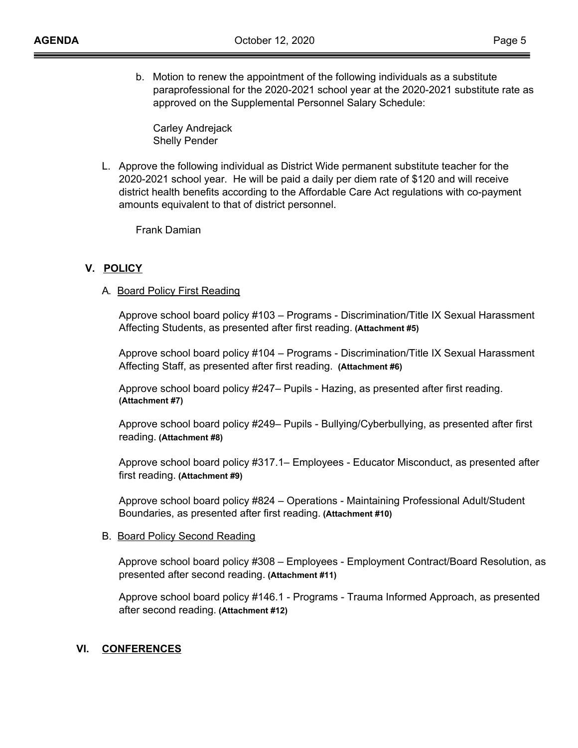b. Motion to renew the appointment of the following individuals as a substitute paraprofessional for the 2020-2021 school year at the 2020-2021 substitute rate as approved on the Supplemental Personnel Salary Schedule:

Carley Andrejack
Shelly Pender

L. Approve the following individual as District Wide permanent substitute teacher for the 2020-2021 school year. He will be paid a daily per diem rate of $120 and will receive district health benefits according to the Affordable Care Act regulations with co-payment amounts equivalent to that of district personnel.

Frank Damian

## V. POLICY

A. Board Policy First Reading

Approve school board policy #103 – Programs - Discrimination/Title IX Sexual Harassment Affecting Students, as presented after first reading. **(Attachment #5)**

Approve school board policy #104 – Programs - Discrimination/Title IX Sexual Harassment Affecting Staff, as presented after first reading. **(Attachment #6)**

Approve school board policy #247– Pupils - Hazing, as presented after first reading. **(Attachment #7)**

Approve school board policy #249– Pupils - Bullying/Cyberbullying, as presented after first reading. **(Attachment #8)**

Approve school board policy #317.1– Employees - Educator Misconduct, as presented after first reading. **(Attachment #9)**

Approve school board policy #824 – Operations - Maintaining Professional Adult/Student Boundaries, as presented after first reading. **(Attachment #10)**

B. Board Policy Second Reading

Approve school board policy #308 – Employees - Employment Contract/Board Resolution, as presented after second reading. **(Attachment #11)**

Approve school board policy #146.1 - Programs - Trauma Informed Approach, as presented after second reading. **(Attachment #12)**

## VI. CONFERENCES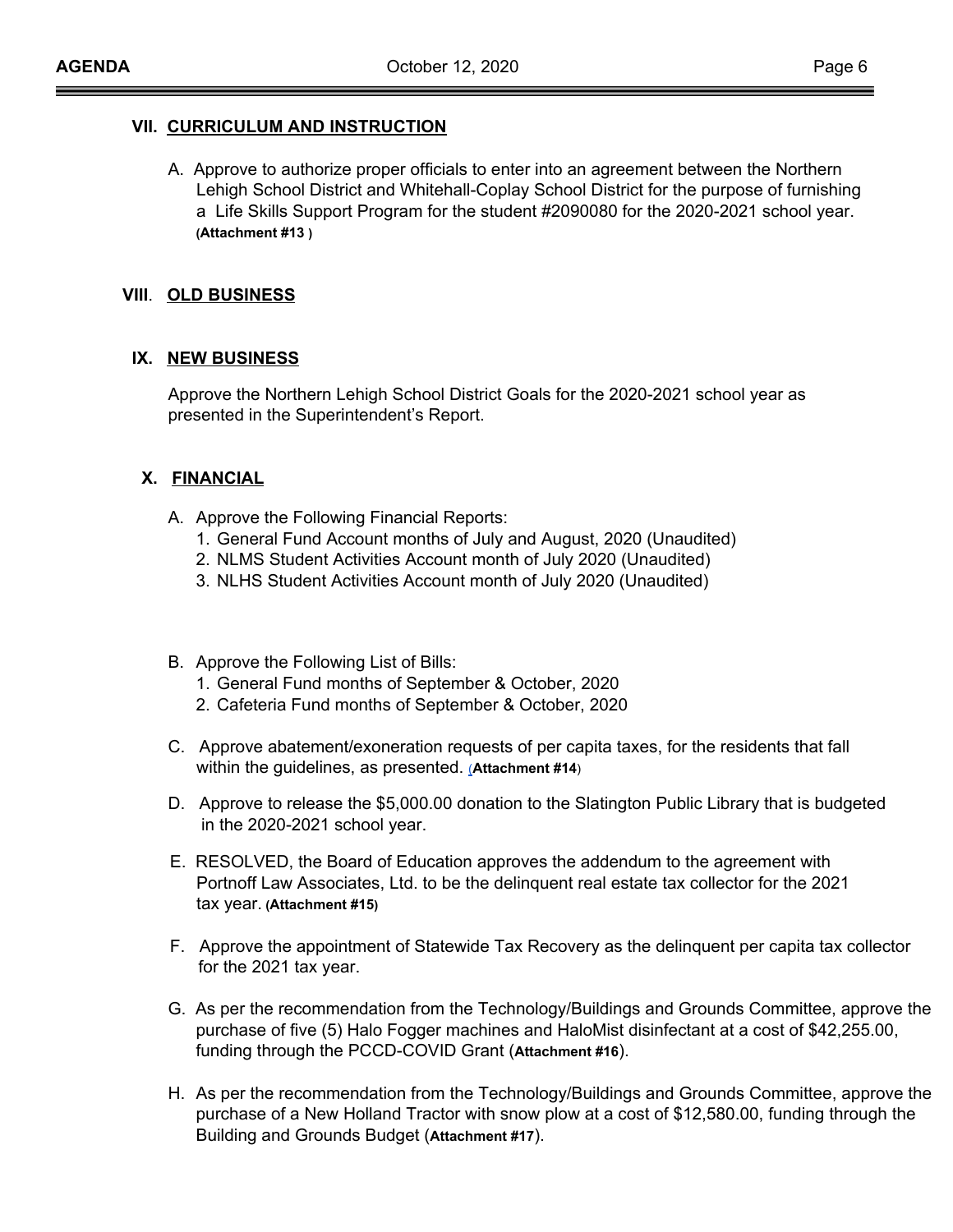## VII. CURRICULUM AND INSTRUCTION

A. Approve to authorize proper officials to enter into an agreement between the Northern Lehigh School District and Whitehall-Coplay School District for the purpose of furnishing a Life Skills Support Program for the student #2090080 for the 2020-2021 school year. **(Attachment #13 )**

## VIII. OLD BUSINESS

## IX. NEW BUSINESS

Approve the Northern Lehigh School District Goals for the 2020-2021 school year as presented in the Superintendent's Report.

## X. FINANCIAL

A. Approve the Following Financial Reports:
   1. General Fund Account months of July and August, 2020 (Unaudited)
   2. NLMS Student Activities Account month of July 2020 (Unaudited)
   3. NLHS Student Activities Account month of July 2020 (Unaudited)

B. Approve the Following List of Bills:
   1. General Fund months of September & October, 2020
   2. Cafeteria Fund months of September & October, 2020

C. Approve abatement/exoneration requests of per capita taxes, for the residents that fall within the guidelines, as presented. (**Attachment #14**)

D. Approve to release the $5,000.00 donation to the Slatington Public Library that is budgeted in the 2020-2021 school year.

E. RESOLVED, the Board of Education approves the addendum to the agreement with Portnoff Law Associates, Ltd. to be the delinquent real estate tax collector for the 2021 tax year. **(Attachment #15)**

F. Approve the appointment of Statewide Tax Recovery as the delinquent per capita tax collector for the 2021 tax year.

G. As per the recommendation from the Technology/Buildings and Grounds Committee, approve the purchase of five (5) Halo Fogger machines and HaloMist disinfectant at a cost of $42,255.00, funding through the PCCD-COVID Grant (**Attachment #16**).

H. As per the recommendation from the Technology/Buildings and Grounds Committee, approve the purchase of a New Holland Tractor with snow plow at a cost of $12,580.00, funding through the Building and Grounds Budget (**Attachment #17**).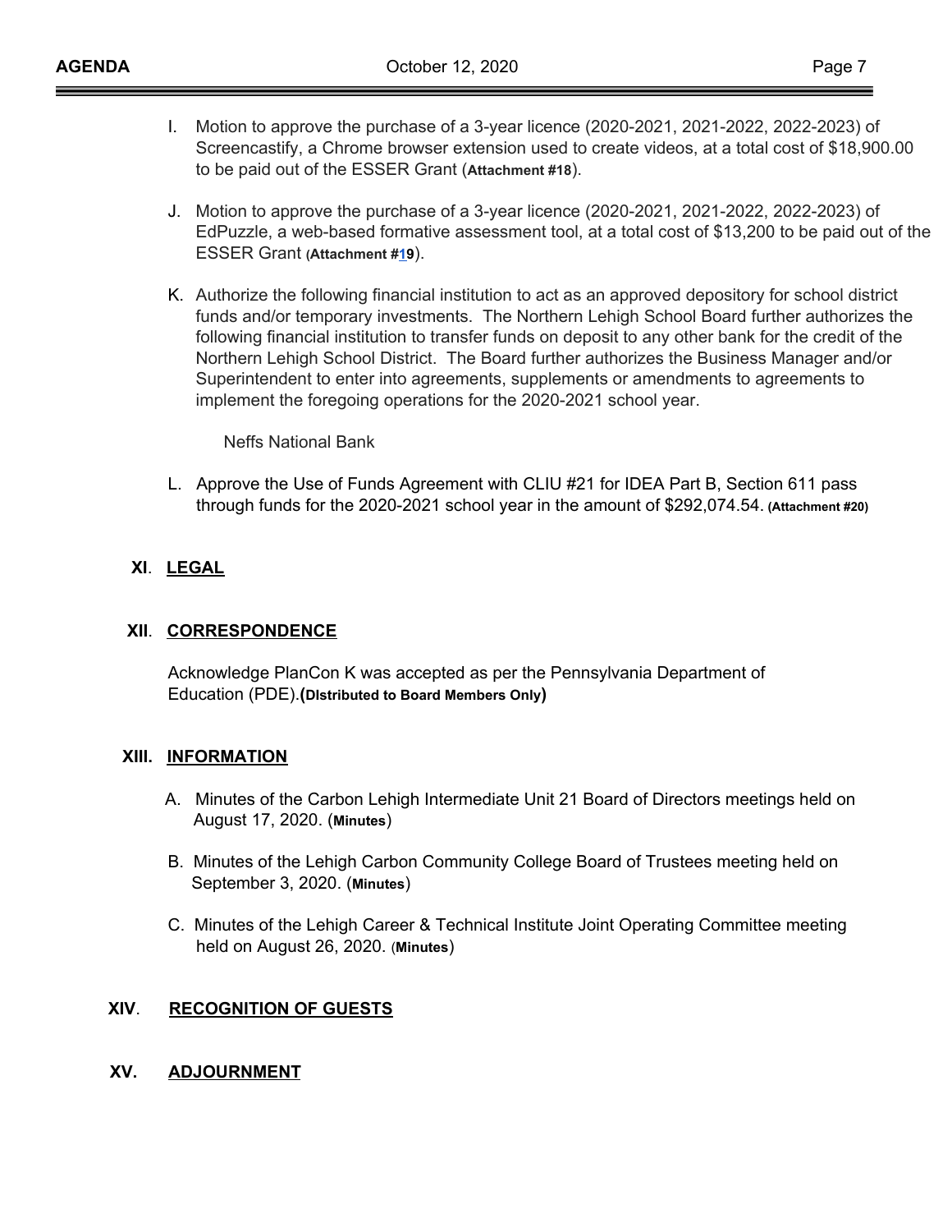I. Motion to approve the purchase of a 3-year licence (2020-2021, 2021-2022, 2022-2023) of Screencastify, a Chrome browser extension used to create videos, at a total cost of $18,900.00 to be paid out of the ESSER Grant (**Attachment #18**).

J. Motion to approve the purchase of a 3-year licence (2020-2021, 2021-2022, 2022-2023) of EdPuzzle, a web-based formative assessment tool, at a total cost of $13,200 to be paid out of the ESSER Grant (**Attachment #19**).

K. Authorize the following financial institution to act as an approved depository for school district funds and/or temporary investments. The Northern Lehigh School Board further authorizes the following financial institution to transfer funds on deposit to any other bank for the credit of the Northern Lehigh School District. The Board further authorizes the Business Manager and/or Superintendent to enter into agreements, supplements or amendments to agreements to implement the foregoing operations for the 2020-2021 school year.

Neffs National Bank

L. Approve the Use of Funds Agreement with CLIU #21 for IDEA Part B, Section 611 pass through funds for the 2020-2021 school year in the amount of $292,074.54. **(Attachment #20)**

## XI. LEGAL

## XII. CORRESPONDENCE

Acknowledge PlanCon K was accepted as per the Pennsylvania Department of Education (PDE). **(DIstributed to Board Members Only)**

## XIII. INFORMATION

A. Minutes of the Carbon Lehigh Intermediate Unit 21 Board of Directors meetings held on August 17, 2020. (**Minutes**)

B. Minutes of the Lehigh Carbon Community College Board of Trustees meeting held on September 3, 2020. (**Minutes**)

C. Minutes of the Lehigh Career & Technical Institute Joint Operating Committee meeting held on August 26, 2020. (**Minutes**)

## XIV. RECOGNITION OF GUESTS

## XV. ADJOURNMENT